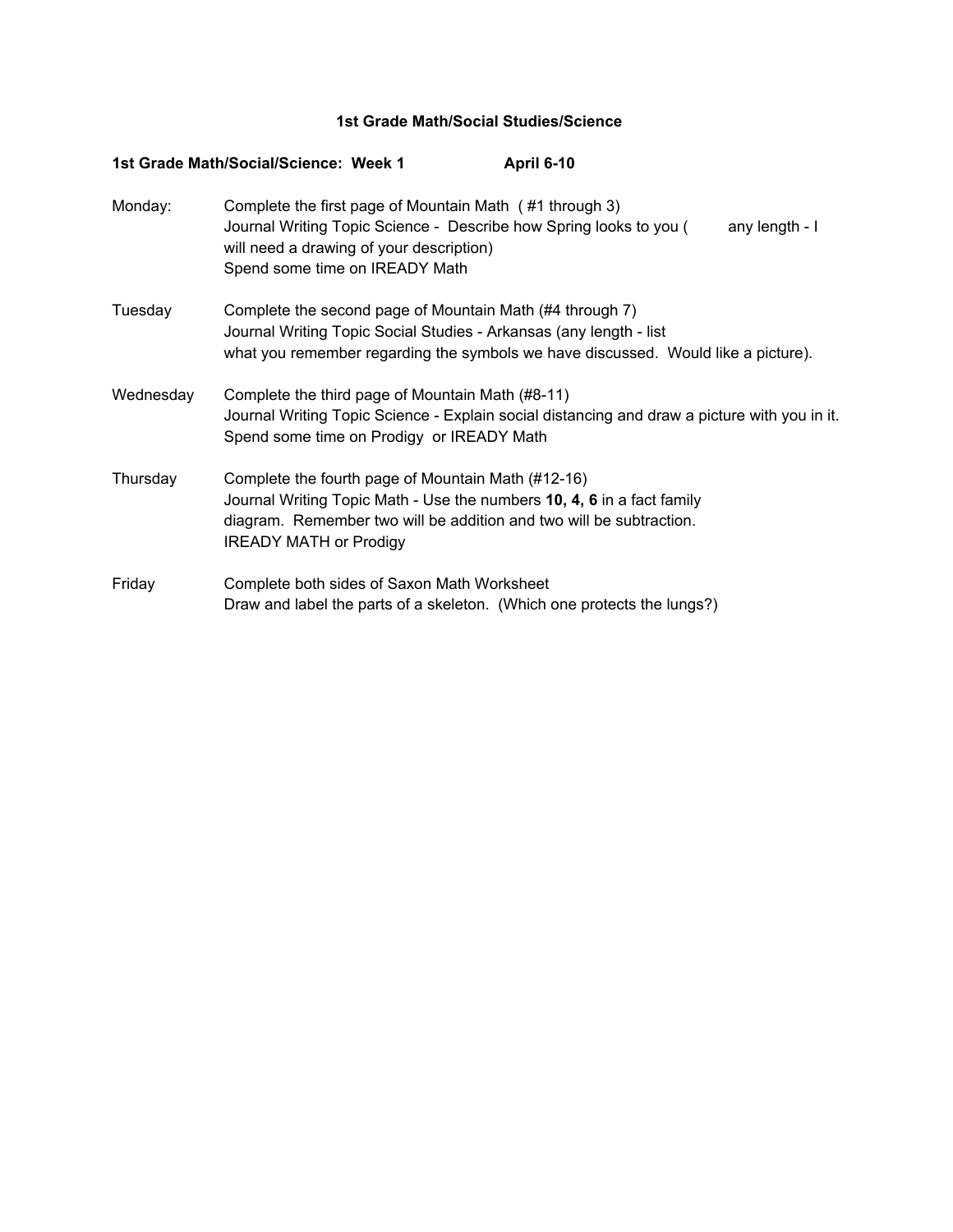# 1st Grade Math/Social Studies/Science

**1st Grade Math/Social/Science: Week 1 April 6-10**

| | |
|---|---|
| Monday: | Complete the first page of Mountain Math ( #1 through 3)<br>Journal Writing Topic Science - Describe how Spring looks to you ( any length - I will need a drawing of your description)<br>Spend some time on IREADY Math |
| Tuesday | Complete the second page of Mountain Math (#4 through 7)<br>Journal Writing Topic Social Studies - Arkansas (any length - list what you remember regarding the symbols we have discussed. Would like a picture). |
| Wednesday | Complete the third page of Mountain Math (#8-11)<br>Journal Writing Topic Science - Explain social distancing and draw a picture with you in it.<br>Spend some time on Prodigy or IREADY Math |
| Thursday | Complete the fourth page of Mountain Math (#12-16)<br>Journal Writing Topic Math - Use the numbers **10, 4, 6** in a fact family diagram. Remember two will be addition and two will be subtraction.<br>IREADY MATH or Prodigy |
| Friday | Complete both sides of Saxon Math Worksheet<br>Draw and label the parts of a skeleton. (Which one protects the lungs?) |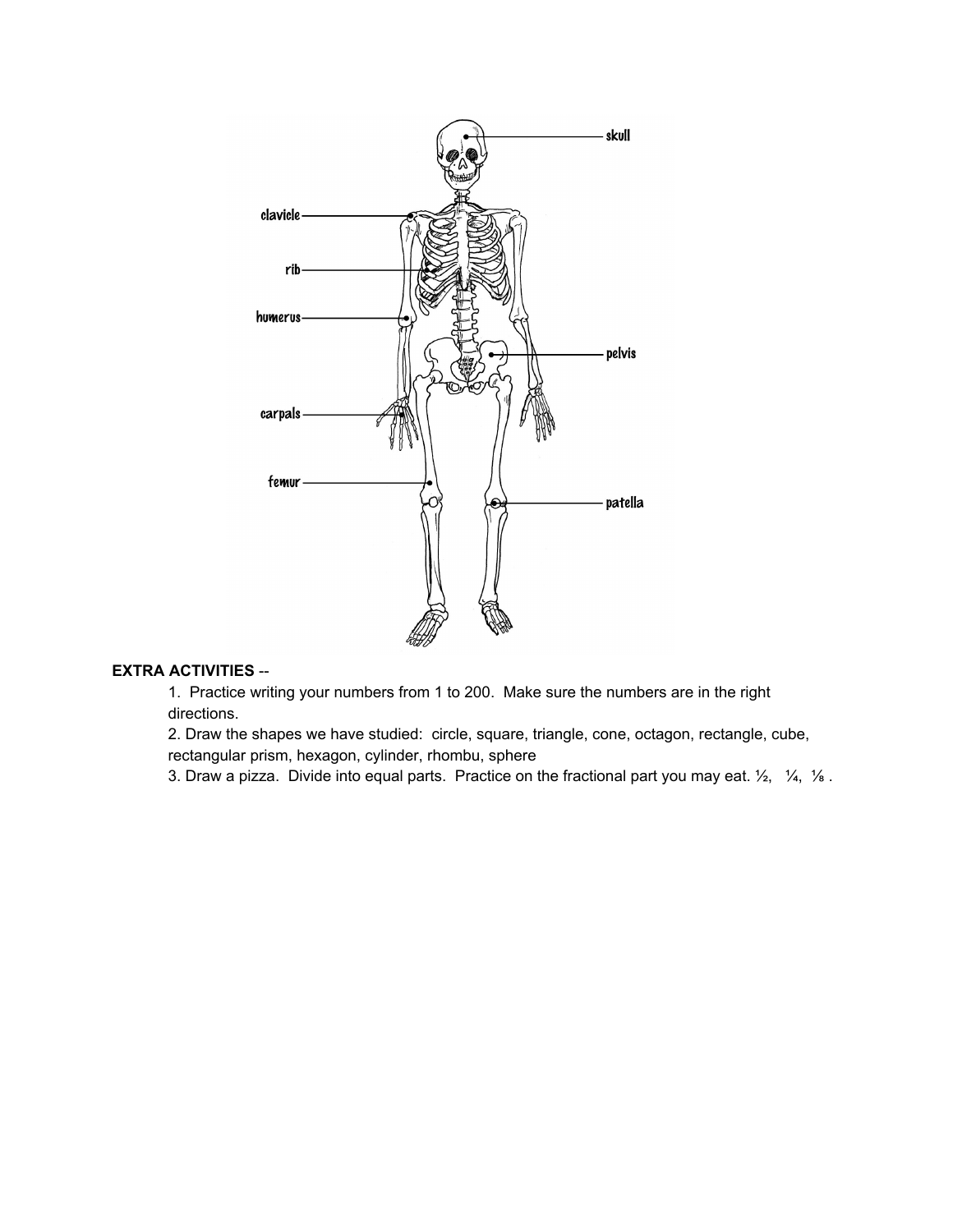skull
clavicle
rib
humerus
pelvis
carpals
femur
patella

**EXTRA ACTIVITIES** --

1. Practice writing your numbers from 1 to 200. Make sure the numbers are in the right directions.
2. Draw the shapes we have studied: circle, square, triangle, cone, octagon, rectangle, cube, rectangular prism, hexagon, cylinder, rhombu, sphere
3. Draw a pizza. Divide into equal parts. Practice on the fractional part you may eat. $\frac{1}{2}$, $\frac{1}{4}$, $\frac{1}{8}$.